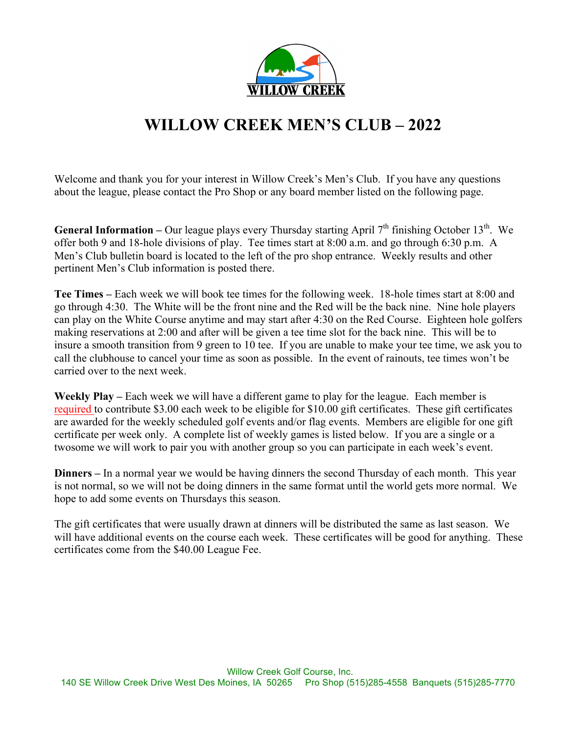WILLOW CREEK

# WILLOW CREEK MEN'S CLUB – 2022

Welcome and thank you for your interest in Willow Creek's Men's Club. If you have any questions about the league, please contact the Pro Shop or any board member listed on the following page.

**General Information –** Our league plays every Thursday starting April 7th finishing October 13th. We offer both 9 and 18-hole divisions of play. Tee times start at 8:00 a.m. and go through 6:30 p.m. A Men's Club bulletin board is located to the left of the pro shop entrance. Weekly results and other pertinent Men's Club information is posted there.

**Tee Times –** Each week we will book tee times for the following week. 18-hole times start at 8:00 and go through 4:30. The White will be the front nine and the Red will be the back nine. Nine hole players can play on the White Course anytime and may start after 4:30 on the Red Course. Eighteen hole golfers making reservations at 2:00 and after will be given a tee time slot for the back nine. This will be to insure a smooth transition from 9 green to 10 tee. If you are unable to make your tee time, we ask you to call the clubhouse to cancel your time as soon as possible. In the event of rainouts, tee times won't be carried over to the next week.

**Weekly Play –** Each week we will have a different game to play for the league. Each member is required to contribute $3.00 each week to be eligible for $10.00 gift certificates. These gift certificates are awarded for the weekly scheduled golf events and/or flag events. Members are eligible for one gift certificate per week only. A complete list of weekly games is listed below. If you are a single or a twosome we will work to pair you with another group so you can participate in each week's event.

**Dinners –** In a normal year we would be having dinners the second Thursday of each month. This year is not normal, so we will not be doing dinners in the same format until the world gets more normal. We hope to add some events on Thursdays this season.

The gift certificates that were usually drawn at dinners will be distributed the same as last season. We will have additional events on the course each week. These certificates will be good for anything. These certificates come from the $40.00 League Fee.

Willow Creek Golf Course, Inc.
140 SE Willow Creek Drive West Des Moines, IA 50265 Pro Shop (515)285-4558 Banquets (515)285-7770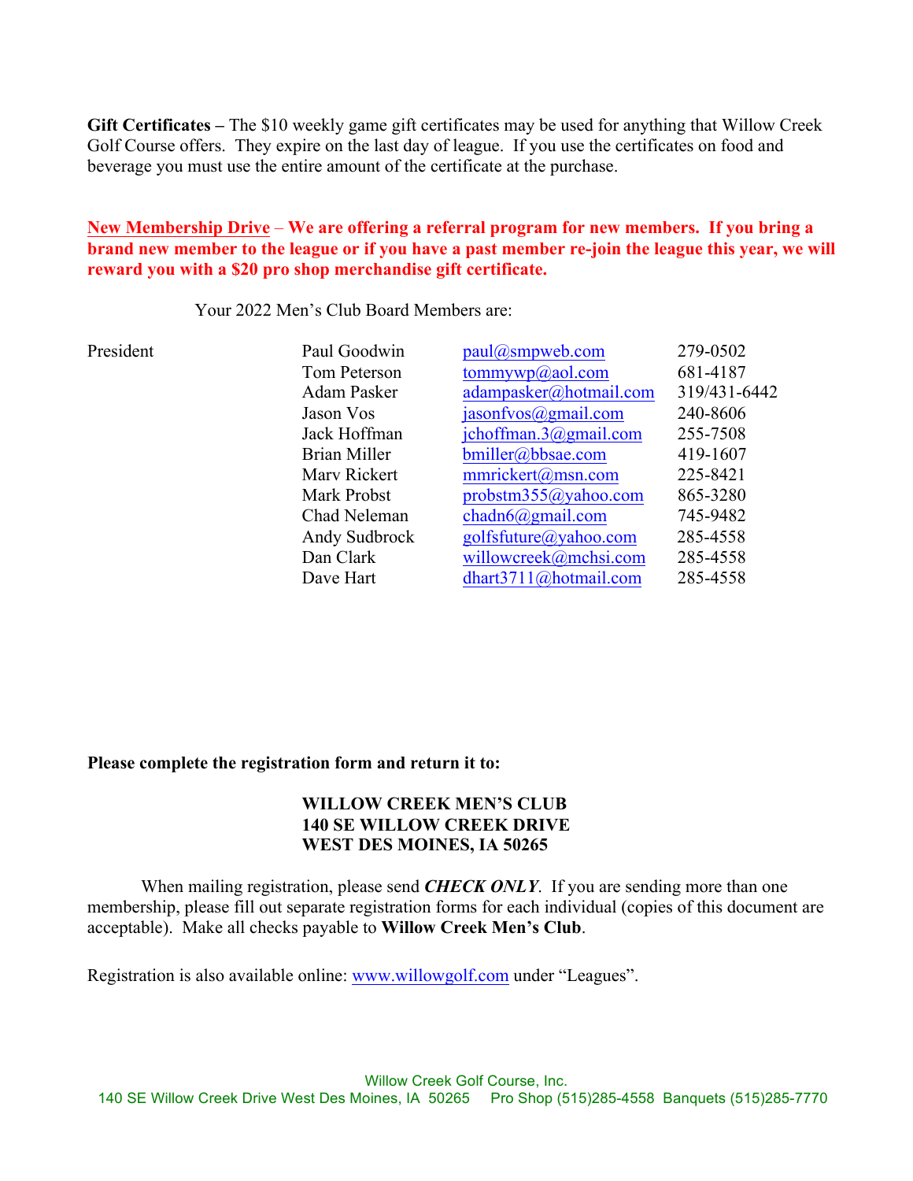**Gift Certificates –** The $10 weekly game gift certificates may be used for anything that Willow Creek Golf Course offers. They expire on the last day of league. If you use the certificates on food and beverage you must use the entire amount of the certificate at the purchase.

**New Membership Drive – We are offering a referral program for new members. If you bring a brand new member to the league or if you have a past member re-join the league this year, we will reward you with a $20 pro shop merchandise gift certificate.**

Your 2022 Men's Club Board Members are:

| | | | |
|---|---|---|---|
| President | Paul Goodwin | paul@smpweb.com | 279-0502 |
| | Tom Peterson | tommywp@aol.com | 681-4187 |
| | Adam Pasker | adampasker@hotmail.com | 319/431-6442 |
| | Jason Vos | jasonfvos@gmail.com | 240-8606 |
| | Jack Hoffman | jchoffman.3@gmail.com | 255-7508 |
| | Brian Miller | bmiller@bbsae.com | 419-1607 |
| | Marv Rickert | mmrickert@msn.com | 225-8421 |
| | Mark Probst | probstm355@yahoo.com | 865-3280 |
| | Chad Neleman | chadn6@gmail.com | 745-9482 |
| | Andy Sudbrock | golfsfuture@yahoo.com | 285-4558 |
| | Dan Clark | willowcreek@mchsi.com | 285-4558 |
| | Dave Hart | dhart3711@hotmail.com | 285-4558 |

**Please complete the registration form and return it to:**

**WILLOW CREEK MEN'S CLUB**
**140 SE WILLOW CREEK DRIVE**
**WEST DES MOINES, IA 50265**

When mailing registration, please send ***CHECK ONLY***. If you are sending more than one membership, please fill out separate registration forms for each individual (copies of this document are acceptable). Make all checks payable to **Willow Creek Men's Club**.

Registration is also available online: www.willowgolf.com under "Leagues".

Willow Creek Golf Course, Inc.
140 SE Willow Creek Drive West Des Moines, IA 50265 Pro Shop (515)285-4558 Banquets (515)285-7770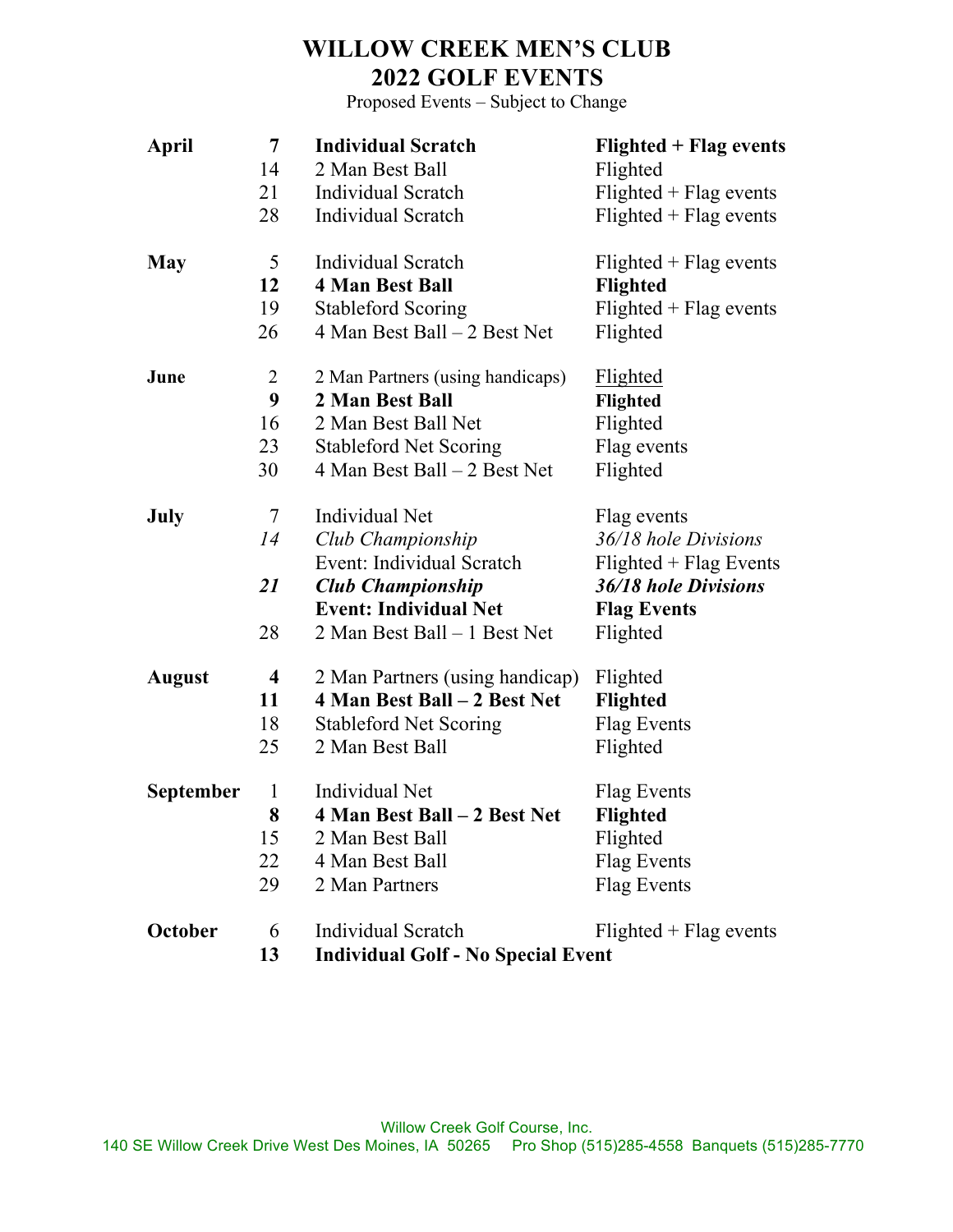# WILLOW CREEK MEN'S CLUB
# 2022 GOLF EVENTS

Proposed Events – Subject to Change

| Month | Date | Event | Format |
|---|---|---|---|
| **April** | **7** | **Individual Scratch** | **Flighted + Flag events** |
| | 14 | 2 Man Best Ball | Flighted |
| | 21 | Individual Scratch | Flighted + Flag events |
| | 28 | Individual Scratch | Flighted + Flag events |
| **May** | 5 | Individual Scratch | Flighted + Flag events |
| | **12** | **4 Man Best Ball** | **Flighted** |
| | 19 | Stableford Scoring | Flighted + Flag events |
| | 26 | 4 Man Best Ball – 2 Best Net | Flighted |
| **June** | 2 | 2 Man Partners (using handicaps) | Flighted |
| | **9** | **2 Man Best Ball** | **Flighted** |
| | 16 | 2 Man Best Ball Net | Flighted |
| | 23 | Stableford Net Scoring | Flag events |
| | 30 | 4 Man Best Ball – 2 Best Net | Flighted |
| **July** | 7 | Individual Net | Flag events |
| | *14* | *Club Championship* | *36/18 hole Divisions* |
| | | Event: Individual Scratch | Flighted + Flag Events |
| | ***21*** | ***Club Championship*** | ***36/18 hole Divisions*** |
| | | **Event: Individual Net** | **Flag Events** |
| | 28 | 2 Man Best Ball – 1 Best Net | Flighted |
| **August** | **4** | 2 Man Partners (using handicap) | Flighted |
| | **11** | **4 Man Best Ball – 2 Best Net** | **Flighted** |
| | 18 | Stableford Net Scoring | Flag Events |
| | 25 | 2 Man Best Ball | Flighted |
| **September** | 1 | Individual Net | Flag Events |
| | **8** | **4 Man Best Ball – 2 Best Net** | **Flighted** |
| | 15 | 2 Man Best Ball | Flighted |
| | 22 | 4 Man Best Ball | Flag Events |
| | 29 | 2 Man Partners | Flag Events |
| **October** | 6 | Individual Scratch | Flighted + Flag events |
| | **13** | **Individual Golf - No Special Event** | |

Willow Creek Golf Course, Inc.
140 SE Willow Creek Drive West Des Moines, IA 50265 Pro Shop (515)285-4558 Banquets (515)285-7770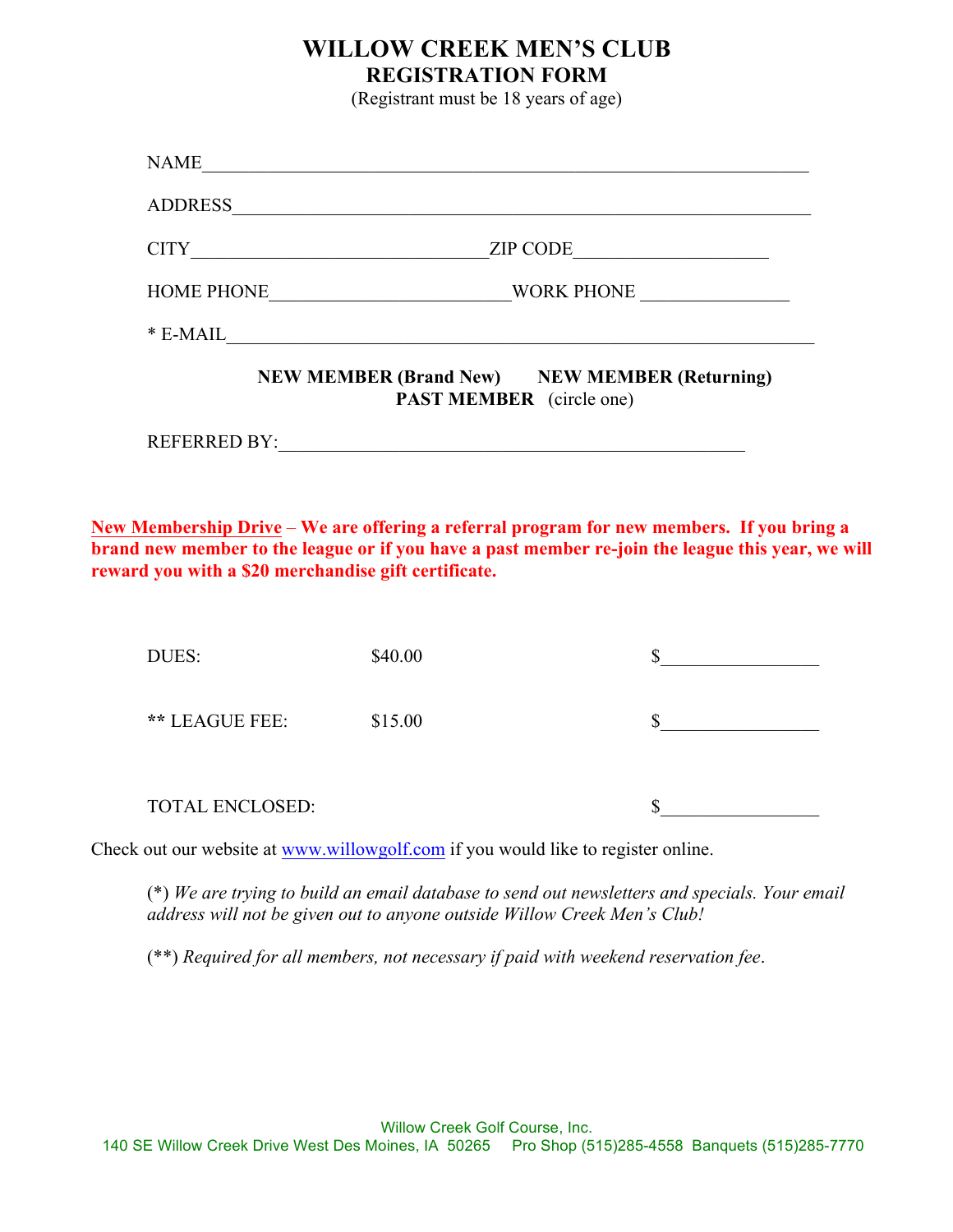# WILLOW CREEK MEN'S CLUB

## REGISTRATION FORM

(Registrant must be 18 years of age)

NAME_______________________________________________________________

ADDRESS____________________________________________________________

CITY________________________________ZIP CODE____________________

HOME PHONE_________________________WORK PHONE ________________

* E-MAIL_____________________________________________________________

**NEW MEMBER (Brand New)** **NEW MEMBER (Returning)** **PAST MEMBER** (circle one)

REFERRED BY:__________________________________________________

**New Membership Drive – We are offering a referral program for new members. If you bring a brand new member to the league or if you have a past member re-join the league this year, we will reward you with a $20 merchandise gift certificate.**

| | | |
|---|---|---|
| DUES: | $40.00 | $________________ |
| ** LEAGUE FEE: | $15.00 | $________________ |
| TOTAL ENCLOSED: | | $________________ |

Check out our website at www.willowgolf.com if you would like to register online.

(*) *We are trying to build an email database to send out newsletters and specials. Your email address will not be given out to anyone outside Willow Creek Men's Club!*

(**) *Required for all members, not necessary if paid with weekend reservation fee*.

Willow Creek Golf Course, Inc.
140 SE Willow Creek Drive West Des Moines, IA 50265 Pro Shop (515)285-4558 Banquets (515)285-7770